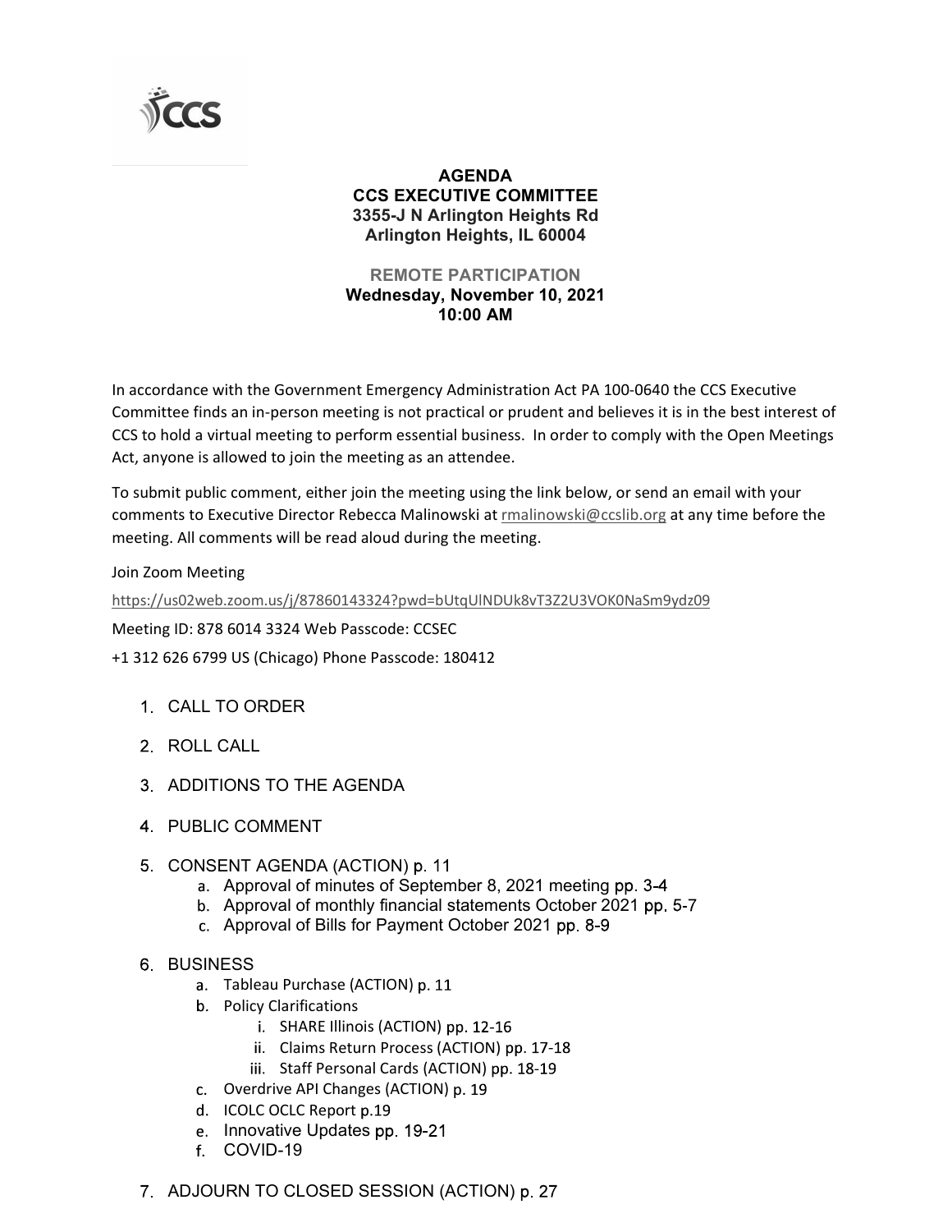CCS

# AGENDA
## CCS EXECUTIVE COMMITTEE
**3355-J N Arlington Heights Rd**
**Arlington Heights, IL 60004**

**REMOTE PARTICIPATION**
**Wednesday, November 10, 2021**
**10:00 AM**

In accordance with the Government Emergency Administration Act PA 100-0640 the CCS Executive Committee finds an in-person meeting is not practical or prudent and believes it is in the best interest of CCS to hold a virtual meeting to perform essential business. In order to comply with the Open Meetings Act, anyone is allowed to join the meeting as an attendee.

To submit public comment, either join the meeting using the link below, or send an email with your comments to Executive Director Rebecca Malinowski at rmalinowski@ccslib.org at any time before the meeting. All comments will be read aloud during the meeting.

Join Zoom Meeting

https://us02web.zoom.us/j/87860143324?pwd=bUtqUlNDUk8vT3Z2U3VOK0NaSm9ydz09

Meeting ID: 878 6014 3324 Web Passcode: CCSEC

+1 312 626 6799 US (Chicago) Phone Passcode: 180412

1. CALL TO ORDER
2. ROLL CALL
3. ADDITIONS TO THE AGENDA
4. PUBLIC COMMENT
5. CONSENT AGENDA (ACTION) p. 11
    a. Approval of minutes of September 8, 2021 meeting pp. 3-4
    b. Approval of monthly financial statements October 2021 pp. 5-7
    c. Approval of Bills for Payment October 2021 pp. 8-9
6. BUSINESS
    a. Tableau Purchase (ACTION) p. 11
    b. Policy Clarifications
        i. SHARE Illinois (ACTION) pp. 12-16
        ii. Claims Return Process (ACTION) pp. 17-18
        iii. Staff Personal Cards (ACTION) pp. 18-19
    c. Overdrive API Changes (ACTION) p. 19
    d. ICOLC OCLC Report p.19
    e. Innovative Updates pp. 19-21
    f. COVID-19
7. ADJOURN TO CLOSED SESSION (ACTION) p. 27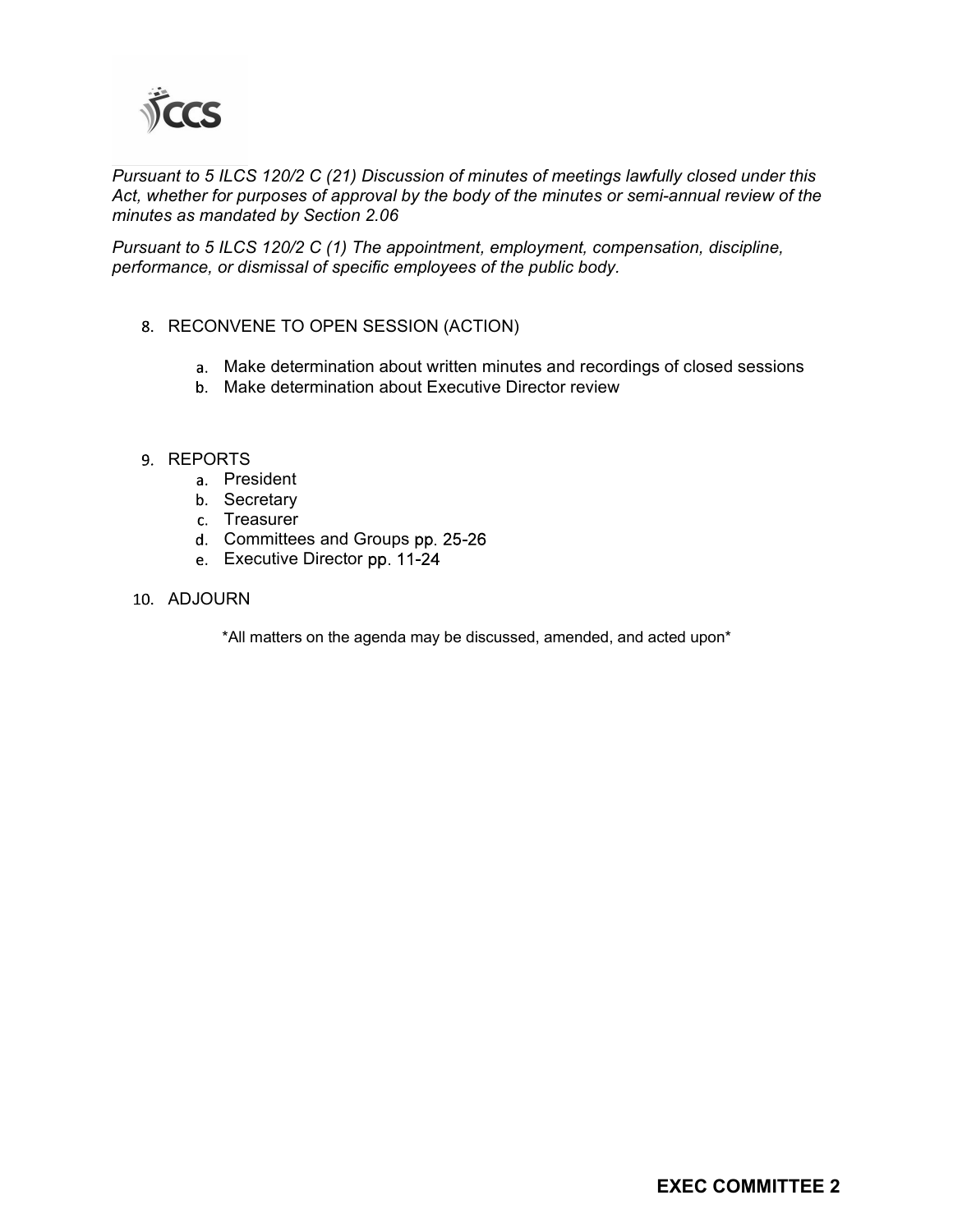*Pursuant to 5 ILCS 120/2 C (21) Discussion of minutes of meetings lawfully closed under this Act, whether for purposes of approval by the body of the minutes or semi-annual review of the minutes as mandated by Section 2.06*

*Pursuant to 5 ILCS 120/2 C (1) The appointment, employment, compensation, discipline, performance, or dismissal of specific employees of the public body.*

8. RECONVENE TO OPEN SESSION (ACTION)

    a. Make determination about written minutes and recordings of closed sessions
    b. Make determination about Executive Director review

9. REPORTS
    a. President
    b. Secretary
    c. Treasurer
    d. Committees and Groups pp. 25-26
    e. Executive Director pp. 11-24

10. ADJOURN

*All matters on the agenda may be discussed, amended, and acted upon*